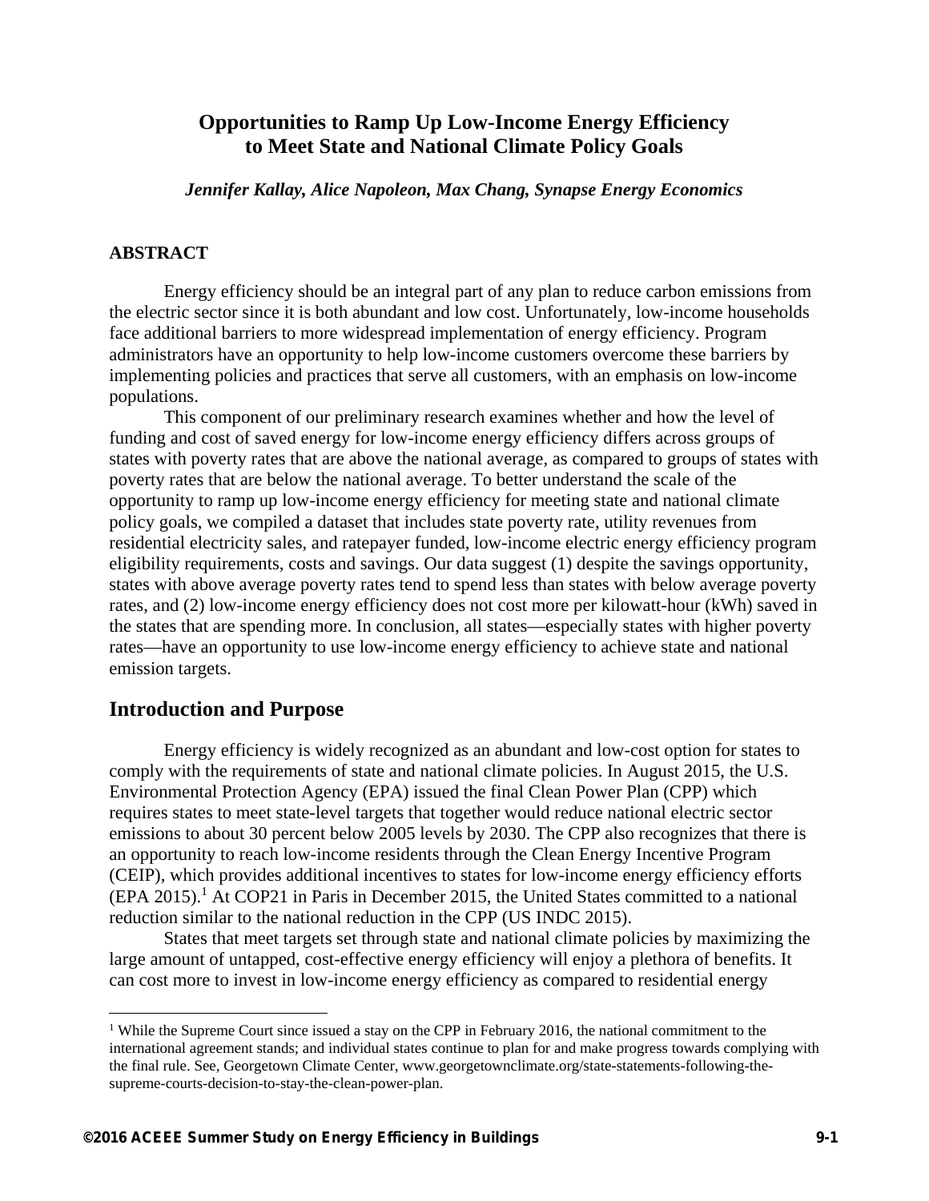# Opportunities to Ramp Up Low-Income Energy Efficiency to Meet State and National Climate Policy Goals

*Jennifer Kallay, Alice Napoleon, Max Chang, Synapse Energy Economics*

## ABSTRACT

Energy efficiency should be an integral part of any plan to reduce carbon emissions from the electric sector since it is both abundant and low cost. Unfortunately, low-income households face additional barriers to more widespread implementation of energy efficiency. Program administrators have an opportunity to help low-income customers overcome these barriers by implementing policies and practices that serve all customers, with an emphasis on low-income populations.

This component of our preliminary research examines whether and how the level of funding and cost of saved energy for low-income energy efficiency differs across groups of states with poverty rates that are above the national average, as compared to groups of states with poverty rates that are below the national average. To better understand the scale of the opportunity to ramp up low-income energy efficiency for meeting state and national climate policy goals, we compiled a dataset that includes state poverty rate, utility revenues from residential electricity sales, and ratepayer funded, low-income electric energy efficiency program eligibility requirements, costs and savings. Our data suggest (1) despite the savings opportunity, states with above average poverty rates tend to spend less than states with below average poverty rates, and (2) low-income energy efficiency does not cost more per kilowatt-hour (kWh) saved in the states that are spending more. In conclusion, all states—especially states with higher poverty rates—have an opportunity to use low-income energy efficiency to achieve state and national emission targets.

## Introduction and Purpose

Energy efficiency is widely recognized as an abundant and low-cost option for states to comply with the requirements of state and national climate policies. In August 2015, the U.S. Environmental Protection Agency (EPA) issued the final Clean Power Plan (CPP) which requires states to meet state-level targets that together would reduce national electric sector emissions to about 30 percent below 2005 levels by 2030. The CPP also recognizes that there is an opportunity to reach low-income residents through the Clean Energy Incentive Program (CEIP), which provides additional incentives to states for low-income energy efficiency efforts (EPA 2015).[1] At COP21 in Paris in December 2015, the United States committed to a national reduction similar to the national reduction in the CPP (US INDC 2015).

States that meet targets set through state and national climate policies by maximizing the large amount of untapped, cost-effective energy efficiency will enjoy a plethora of benefits. It can cost more to invest in low-income energy efficiency as compared to residential energy

[1] While the Supreme Court since issued a stay on the CPP in February 2016, the national commitment to the international agreement stands; and individual states continue to plan for and make progress towards complying with the final rule. See, Georgetown Climate Center, www.georgetownclimate.org/state-statements-following-the-supreme-courts-decision-to-stay-the-clean-power-plan.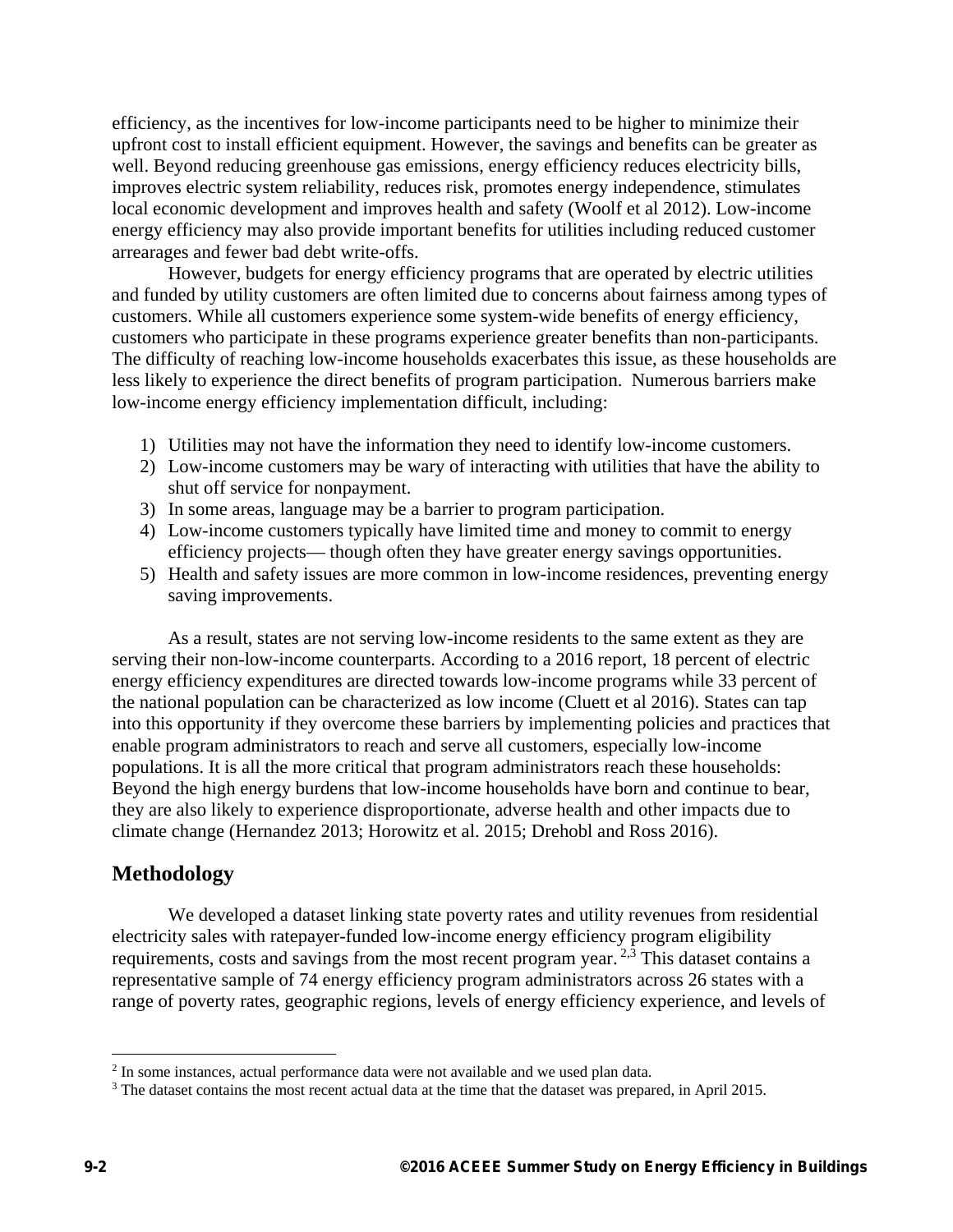efficiency, as the incentives for low-income participants need to be higher to minimize their upfront cost to install efficient equipment. However, the savings and benefits can be greater as well. Beyond reducing greenhouse gas emissions, energy efficiency reduces electricity bills, improves electric system reliability, reduces risk, promotes energy independence, stimulates local economic development and improves health and safety (Woolf et al 2012). Low-income energy efficiency may also provide important benefits for utilities including reduced customer arrearages and fewer bad debt write-offs.

However, budgets for energy efficiency programs that are operated by electric utilities and funded by utility customers are often limited due to concerns about fairness among types of customers. While all customers experience some system-wide benefits of energy efficiency, customers who participate in these programs experience greater benefits than non-participants. The difficulty of reaching low-income households exacerbates this issue, as these households are less likely to experience the direct benefits of program participation. Numerous barriers make low-income energy efficiency implementation difficult, including:

1) Utilities may not have the information they need to identify low-income customers.
2) Low-income customers may be wary of interacting with utilities that have the ability to shut off service for nonpayment.
3) In some areas, language may be a barrier to program participation.
4) Low-income customers typically have limited time and money to commit to energy efficiency projects— though often they have greater energy savings opportunities.
5) Health and safety issues are more common in low-income residences, preventing energy saving improvements.

As a result, states are not serving low-income residents to the same extent as they are serving their non-low-income counterparts. According to a 2016 report, 18 percent of electric energy efficiency expenditures are directed towards low-income programs while 33 percent of the national population can be characterized as low income (Cluett et al 2016). States can tap into this opportunity if they overcome these barriers by implementing policies and practices that enable program administrators to reach and serve all customers, especially low-income populations. It is all the more critical that program administrators reach these households: Beyond the high energy burdens that low-income households have born and continue to bear, they are also likely to experience disproportionate, adverse health and other impacts due to climate change (Hernandez 2013; Horowitz et al. 2015; Drehobl and Ross 2016).

## Methodology

We developed a dataset linking state poverty rates and utility revenues from residential electricity sales with ratepayer-funded low-income energy efficiency program eligibility requirements, costs and savings from the most recent program year. [2,3] This dataset contains a representative sample of 74 energy efficiency program administrators across 26 states with a range of poverty rates, geographic regions, levels of energy efficiency experience, and levels of

[2] In some instances, actual performance data were not available and we used plan data.

[3] The dataset contains the most recent actual data at the time that the dataset was prepared, in April 2015.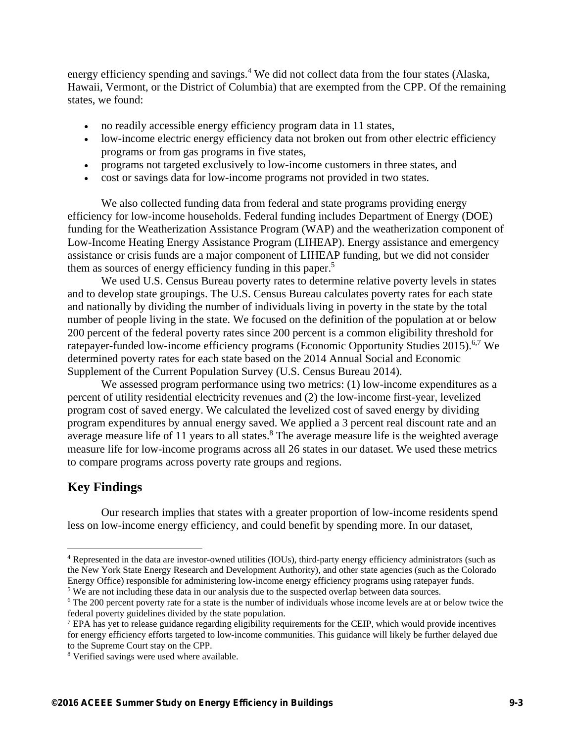energy efficiency spending and savings.[4] We did not collect data from the four states (Alaska, Hawaii, Vermont, or the District of Columbia) that are exempted from the CPP. Of the remaining states, we found:

- no readily accessible energy efficiency program data in 11 states,
- low-income electric energy efficiency data not broken out from other electric efficiency programs or from gas programs in five states,
- programs not targeted exclusively to low-income customers in three states, and
- cost or savings data for low-income programs not provided in two states.

We also collected funding data from federal and state programs providing energy efficiency for low-income households. Federal funding includes Department of Energy (DOE) funding for the Weatherization Assistance Program (WAP) and the weatherization component of Low-Income Heating Energy Assistance Program (LIHEAP). Energy assistance and emergency assistance or crisis funds are a major component of LIHEAP funding, but we did not consider them as sources of energy efficiency funding in this paper.[5]

We used U.S. Census Bureau poverty rates to determine relative poverty levels in states and to develop state groupings. The U.S. Census Bureau calculates poverty rates for each state and nationally by dividing the number of individuals living in poverty in the state by the total number of people living in the state. We focused on the definition of the population at or below 200 percent of the federal poverty rates since 200 percent is a common eligibility threshold for ratepayer-funded low-income efficiency programs (Economic Opportunity Studies 2015).[6,7] We determined poverty rates for each state based on the 2014 Annual Social and Economic Supplement of the Current Population Survey (U.S. Census Bureau 2014).

We assessed program performance using two metrics: (1) low-income expenditures as a percent of utility residential electricity revenues and (2) the low-income first-year, levelized program cost of saved energy. We calculated the levelized cost of saved energy by dividing program expenditures by annual energy saved. We applied a 3 percent real discount rate and an average measure life of 11 years to all states.[8] The average measure life is the weighted average measure life for low-income programs across all 26 states in our dataset. We used these metrics to compare programs across poverty rate groups and regions.

## Key Findings

Our research implies that states with a greater proportion of low-income residents spend less on low-income energy efficiency, and could benefit by spending more. In our dataset,

---

[4] Represented in the data are investor-owned utilities (IOUs), third-party energy efficiency administrators (such as the New York State Energy Research and Development Authority), and other state agencies (such as the Colorado Energy Office) responsible for administering low-income energy efficiency programs using ratepayer funds.

[5] We are not including these data in our analysis due to the suspected overlap between data sources.

[6] The 200 percent poverty rate for a state is the number of individuals whose income levels are at or below twice the federal poverty guidelines divided by the state population.

[7] EPA has yet to release guidance regarding eligibility requirements for the CEIP, which would provide incentives for energy efficiency efforts targeted to low-income communities. This guidance will likely be further delayed due to the Supreme Court stay on the CPP.

[8] Verified savings were used where available.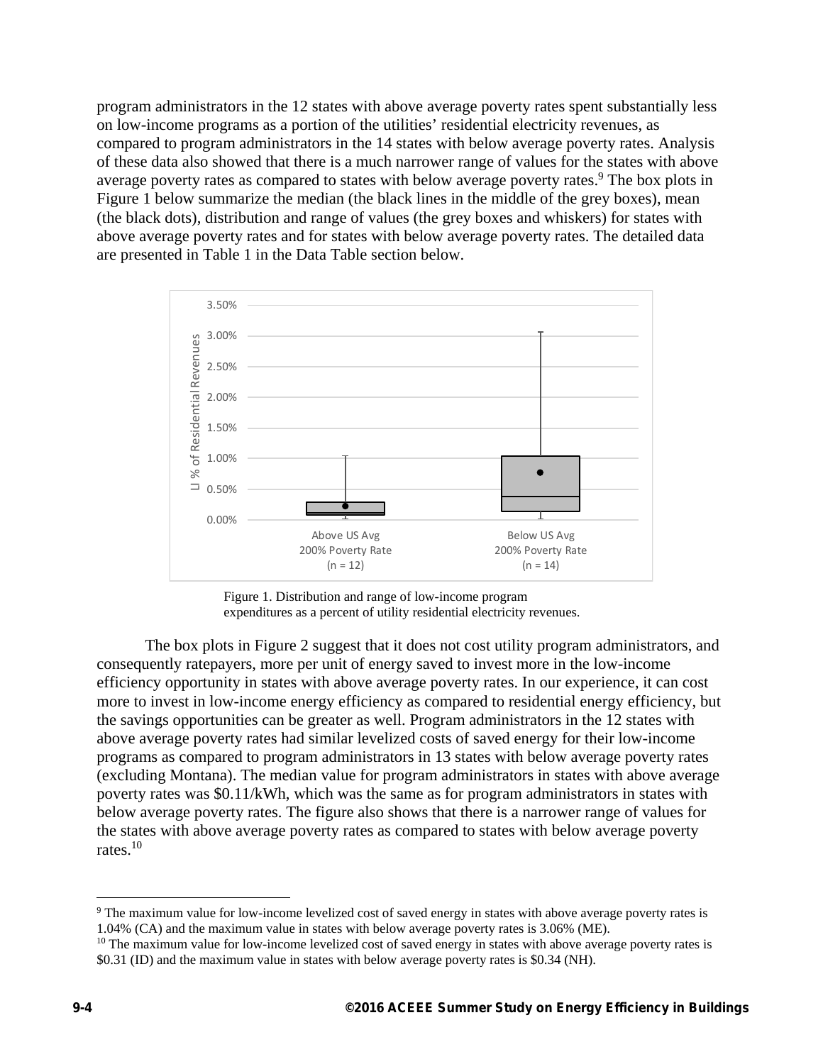program administrators in the 12 states with above average poverty rates spent substantially less on low-income programs as a portion of the utilities' residential electricity revenues, as compared to program administrators in the 14 states with below average poverty rates. Analysis of these data also showed that there is a much narrower range of values for the states with above average poverty rates as compared to states with below average poverty rates.[9] The box plots in Figure 1 below summarize the median (the black lines in the middle of the grey boxes), mean (the black dots), distribution and range of values (the grey boxes and whiskers) for states with above average poverty rates and for states with below average poverty rates. The detailed data are presented in Table 1 in the Data Table section below.

Figure 1. Distribution and range of low-income program expenditures as a percent of utility residential electricity revenues.

The box plots in Figure 2 suggest that it does not cost utility program administrators, and consequently ratepayers, more per unit of energy saved to invest more in the low-income efficiency opportunity in states with above average poverty rates. In our experience, it can cost more to invest in low-income energy efficiency as compared to residential energy efficiency, but the savings opportunities can be greater as well. Program administrators in the 12 states with above average poverty rates had similar levelized costs of saved energy for their low-income programs as compared to program administrators in 13 states with below average poverty rates (excluding Montana). The median value for program administrators in states with above average poverty rates was \$0.11/kWh, which was the same as for program administrators in states with below average poverty rates. The figure also shows that there is a narrower range of values for the states with above average poverty rates as compared to states with below average poverty rates.[10]

[9] The maximum value for low-income levelized cost of saved energy in states with above average poverty rates is 1.04% (CA) and the maximum value in states with below average poverty rates is 3.06% (ME).

[10] The maximum value for low-income levelized cost of saved energy in states with above average poverty rates is \$0.31 (ID) and the maximum value in states with below average poverty rates is \$0.34 (NH).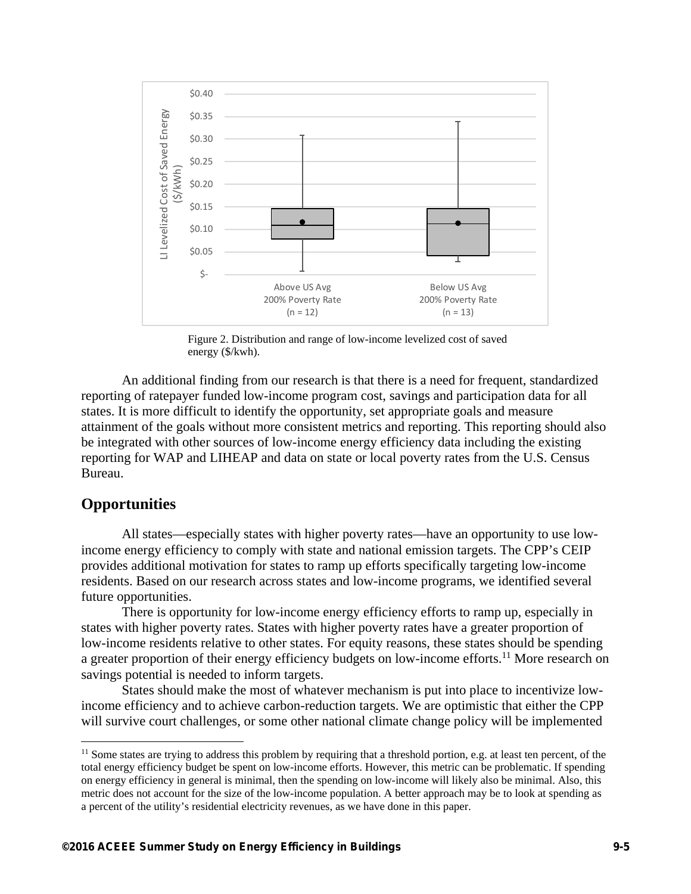Figure 2. Distribution and range of low-income levelized cost of saved energy ($/kwh).

An additional finding from our research is that there is a need for frequent, standardized reporting of ratepayer funded low-income program cost, savings and participation data for all states. It is more difficult to identify the opportunity, set appropriate goals and measure attainment of the goals without more consistent metrics and reporting. This reporting should also be integrated with other sources of low-income energy efficiency data including the existing reporting for WAP and LIHEAP and data on state or local poverty rates from the U.S. Census Bureau.

## Opportunities

All states—especially states with higher poverty rates—have an opportunity to use low-income energy efficiency to comply with state and national emission targets. The CPP's CEIP provides additional motivation for states to ramp up efforts specifically targeting low-income residents. Based on our research across states and low-income programs, we identified several future opportunities.

There is opportunity for low-income energy efficiency efforts to ramp up, especially in states with higher poverty rates. States with higher poverty rates have a greater proportion of low-income residents relative to other states. For equity reasons, these states should be spending a greater proportion of their energy efficiency budgets on low-income efforts.[11] More research on savings potential is needed to inform targets.

States should make the most of whatever mechanism is put into place to incentivize low-income efficiency and to achieve carbon-reduction targets. We are optimistic that either the CPP will survive court challenges, or some other national climate change policy will be implemented

[11] Some states are trying to address this problem by requiring that a threshold portion, e.g. at least ten percent, of the total energy efficiency budget be spent on low-income efforts. However, this metric can be problematic. If spending on energy efficiency in general is minimal, then the spending on low-income will likely also be minimal. Also, this metric does not account for the size of the low-income population. A better approach may be to look at spending as a percent of the utility's residential electricity revenues, as we have done in this paper.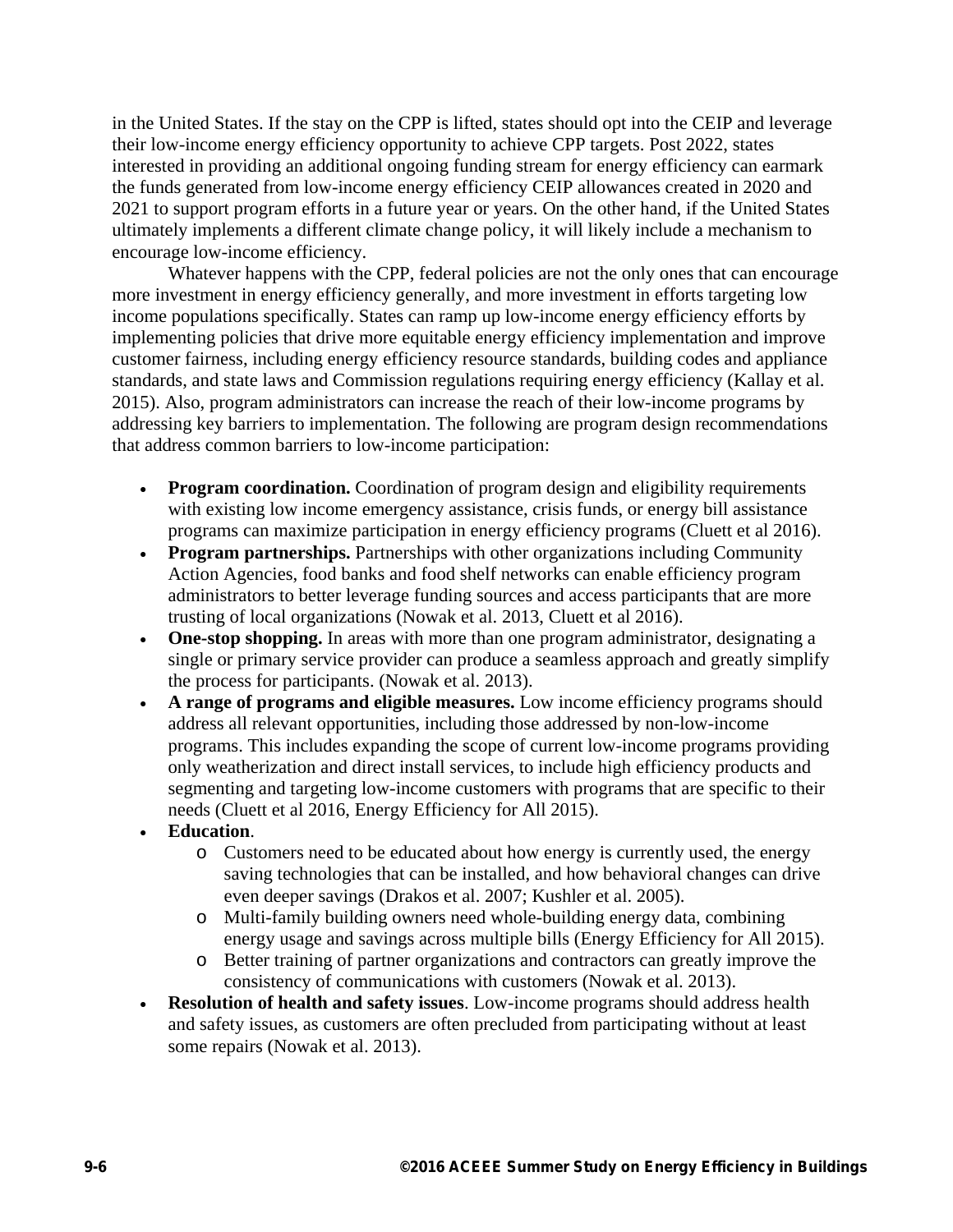in the United States. If the stay on the CPP is lifted, states should opt into the CEIP and leverage their low-income energy efficiency opportunity to achieve CPP targets. Post 2022, states interested in providing an additional ongoing funding stream for energy efficiency can earmark the funds generated from low-income energy efficiency CEIP allowances created in 2020 and 2021 to support program efforts in a future year or years. On the other hand, if the United States ultimately implements a different climate change policy, it will likely include a mechanism to encourage low-income efficiency.

Whatever happens with the CPP, federal policies are not the only ones that can encourage more investment in energy efficiency generally, and more investment in efforts targeting low income populations specifically. States can ramp up low-income energy efficiency efforts by implementing policies that drive more equitable energy efficiency implementation and improve customer fairness, including energy efficiency resource standards, building codes and appliance standards, and state laws and Commission regulations requiring energy efficiency (Kallay et al. 2015). Also, program administrators can increase the reach of their low-income programs by addressing key barriers to implementation. The following are program design recommendations that address common barriers to low-income participation:

- **Program coordination.** Coordination of program design and eligibility requirements with existing low income emergency assistance, crisis funds, or energy bill assistance programs can maximize participation in energy efficiency programs (Cluett et al 2016).
- **Program partnerships.** Partnerships with other organizations including Community Action Agencies, food banks and food shelf networks can enable efficiency program administrators to better leverage funding sources and access participants that are more trusting of local organizations (Nowak et al. 2013, Cluett et al 2016).
- **One-stop shopping.** In areas with more than one program administrator, designating a single or primary service provider can produce a seamless approach and greatly simplify the process for participants. (Nowak et al. 2013).
- **A range of programs and eligible measures.** Low income efficiency programs should address all relevant opportunities, including those addressed by non-low-income programs. This includes expanding the scope of current low-income programs providing only weatherization and direct install services, to include high efficiency products and segmenting and targeting low-income customers with programs that are specific to their needs (Cluett et al 2016, Energy Efficiency for All 2015).
- **Education**.
  - Customers need to be educated about how energy is currently used, the energy saving technologies that can be installed, and how behavioral changes can drive even deeper savings (Drakos et al. 2007; Kushler et al. 2005).
  - Multi-family building owners need whole-building energy data, combining energy usage and savings across multiple bills (Energy Efficiency for All 2015).
  - Better training of partner organizations and contractors can greatly improve the consistency of communications with customers (Nowak et al. 2013).
- **Resolution of health and safety issues**. Low-income programs should address health and safety issues, as customers are often precluded from participating without at least some repairs (Nowak et al. 2013).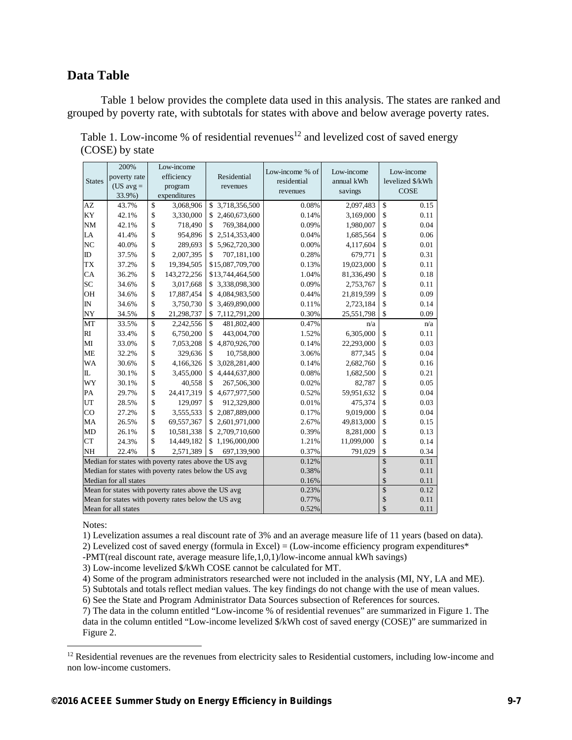## Data Table

Table 1 below provides the complete data used in this analysis. The states are ranked and grouped by poverty rate, with subtotals for states with above and below average poverty rates.

Table 1. Low-income % of residential revenues[12] and levelized cost of saved energy (COSE) by state

| States | 200% poverty rate (US avg = 33.9%) | Low-income efficiency program expenditures | Residential revenues | Low-income % of residential revenues | Low-income annual kWh savings | Low-income levelized $/kWh COSE |
|---|---|---|---|---|---|---|
| AZ | 43.7% | $ 3,068,906 | $ 3,718,356,500 | 0.08% | 2,097,483 | $ 0.15 |
| KY | 42.1% | $ 3,330,000 | $ 2,460,673,600 | 0.14% | 3,169,000 | $ 0.11 |
| NM | 42.1% | $ 718,490 | $ 769,384,000 | 0.09% | 1,980,007 | $ 0.04 |
| LA | 41.4% | $ 954,896 | $ 2,514,353,400 | 0.04% | 1,685,564 | $ 0.06 |
| NC | 40.0% | $ 289,693 | $ 5,962,720,300 | 0.00% | 4,117,604 | $ 0.01 |
| ID | 37.5% | $ 2,007,395 | $ 707,181,100 | 0.28% | 679,771 | $ 0.31 |
| TX | 37.2% | $ 19,394,505 | $15,087,709,700 | 0.13% | 19,023,000 | $ 0.11 |
| CA | 36.2% | $ 143,272,256 | $13,744,464,500 | 1.04% | 81,336,490 | $ 0.18 |
| SC | 34.6% | $ 3,017,668 | $ 3,338,098,300 | 0.09% | 2,753,767 | $ 0.11 |
| OH | 34.6% | $ 17,887,454 | $ 4,084,983,500 | 0.44% | 21,819,599 | $ 0.09 |
| IN | 34.6% | $ 3,750,730 | $ 3,469,890,000 | 0.11% | 2,723,184 | $ 0.14 |
| NY | 34.5% | $ 21,298,737 | $ 7,112,791,200 | 0.30% | 25,551,798 | $ 0.09 |
| MT | 33.5% | $ 2,242,556 | $ 481,802,400 | 0.47% | n/a | n/a |
| RI | 33.4% | $ 6,750,200 | $ 443,004,700 | 1.52% | 6,305,000 | $ 0.11 |
| MI | 33.0% | $ 7,053,208 | $ 4,870,926,700 | 0.14% | 22,293,000 | $ 0.03 |
| ME | 32.2% | $ 329,636 | $ 10,758,800 | 3.06% | 877,345 | $ 0.04 |
| WA | 30.6% | $ 4,166,326 | $ 3,028,281,400 | 0.14% | 2,682,760 | $ 0.16 |
| IL | 30.1% | $ 3,455,000 | $ 4,444,637,800 | 0.08% | 1,682,500 | $ 0.21 |
| WY | 30.1% | $ 40,558 | $ 267,506,300 | 0.02% | 82,787 | $ 0.05 |
| PA | 29.7% | $ 24,417,319 | $ 4,677,977,500 | 0.52% | 59,951,632 | $ 0.04 |
| UT | 28.5% | $ 129,097 | $ 912,329,800 | 0.01% | 475,374 | $ 0.03 |
| CO | 27.2% | $ 3,555,533 | $ 2,087,889,000 | 0.17% | 9,019,000 | $ 0.04 |
| MA | 26.5% | $ 69,557,367 | $ 2,601,971,000 | 2.67% | 49,813,000 | $ 0.15 |
| MD | 26.1% | $ 10,581,338 | $ 2,709,710,600 | 0.39% | 8,281,000 | $ 0.13 |
| CT | 24.3% | $ 14,449,182 | $ 1,196,000,000 | 1.21% | 11,099,000 | $ 0.14 |
| NH | 22.4% | $ 2,571,389 | $ 697,139,900 | 0.37% | 791,029 | $ 0.34 |
| Median for states with poverty rates above the US avg | | | | 0.12% | | $ 0.11 |
| Median for states with poverty rates below the US avg | | | | 0.38% | | $ 0.11 |
| Median for all states | | | | 0.16% | | $ 0.11 |
| Mean for states with poverty rates above the US avg | | | | 0.23% | | $ 0.12 |
| Mean for states with poverty rates below the US avg | | | | 0.77% | | $ 0.11 |
| Mean for all states | | | | 0.52% | | $ 0.11 |

Notes:

1) Levelization assumes a real discount rate of 3% and an average measure life of 11 years (based on data).

2) Levelized cost of saved energy (formula in Excel) = (Low-income efficiency program expenditures* -PMT(real discount rate, average measure life,1,0,1)/low-income annual kWh savings)

3) Low-income levelized $/kWh COSE cannot be calculated for MT.

4) Some of the program administrators researched were not included in the analysis (MI, NY, LA and ME).

5) Subtotals and totals reflect median values. The key findings do not change with the use of mean values.

6) See the State and Program Administrator Data Sources subsection of References for sources.

7) The data in the column entitled "Low-income % of residential revenues" are summarized in Figure 1. The data in the column entitled "Low-income levelized $/kWh cost of saved energy (COSE)" are summarized in Figure 2.

[12] Residential revenues are the revenues from electricity sales to Residential customers, including low-income and non low-income customers.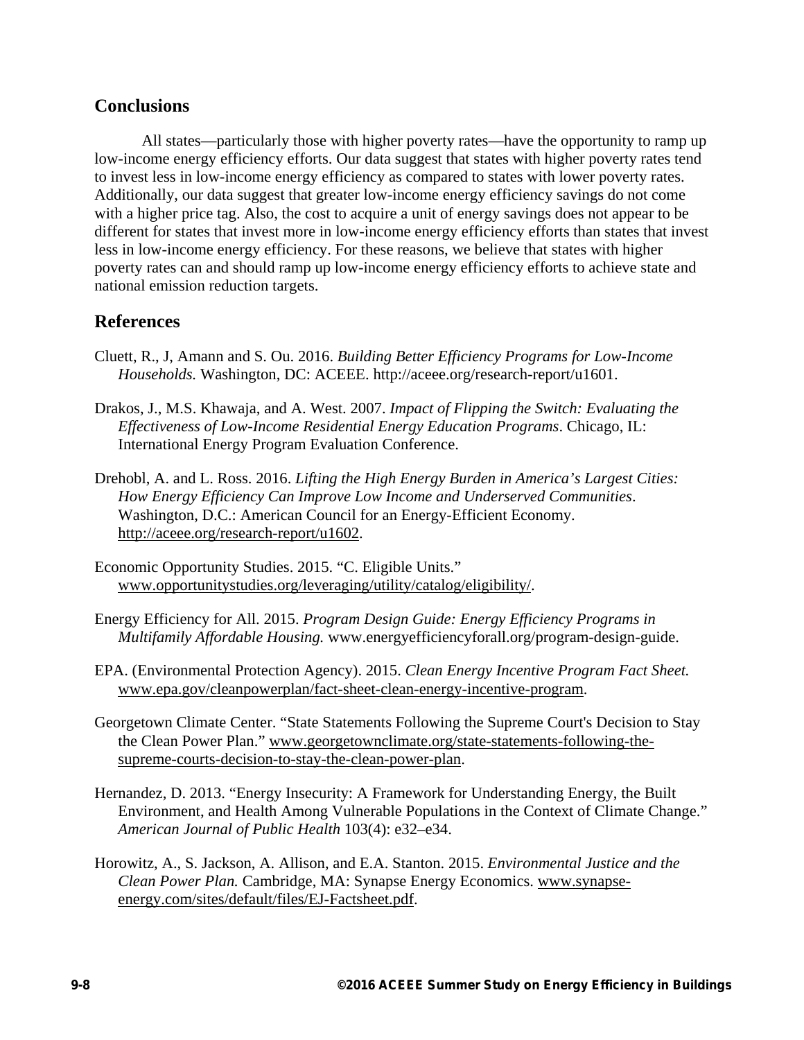## Conclusions

All states—particularly those with higher poverty rates—have the opportunity to ramp up low-income energy efficiency efforts. Our data suggest that states with higher poverty rates tend to invest less in low-income energy efficiency as compared to states with lower poverty rates. Additionally, our data suggest that greater low-income energy efficiency savings do not come with a higher price tag. Also, the cost to acquire a unit of energy savings does not appear to be different for states that invest more in low-income energy efficiency efforts than states that invest less in low-income energy efficiency. For these reasons, we believe that states with higher poverty rates can and should ramp up low-income energy efficiency efforts to achieve state and national emission reduction targets.

## References

Cluett, R., J, Amann and S. Ou. 2016. *Building Better Efficiency Programs for Low-Income Households.* Washington, DC: ACEEE. http://aceee.org/research-report/u1601.

Drakos, J., M.S. Khawaja, and A. West. 2007. *Impact of Flipping the Switch: Evaluating the Effectiveness of Low-Income Residential Energy Education Programs*. Chicago, IL: International Energy Program Evaluation Conference.

Drehobl, A. and L. Ross. 2016. *Lifting the High Energy Burden in America's Largest Cities: How Energy Efficiency Can Improve Low Income and Underserved Communities*. Washington, D.C.: American Council for an Energy-Efficient Economy. http://aceee.org/research-report/u1602.

Economic Opportunity Studies. 2015. "C. Eligible Units." www.opportunitystudies.org/leveraging/utility/catalog/eligibility/.

Energy Efficiency for All. 2015. *Program Design Guide: Energy Efficiency Programs in Multifamily Affordable Housing.* www.energyefficiencyforall.org/program-design-guide.

EPA. (Environmental Protection Agency). 2015. *Clean Energy Incentive Program Fact Sheet.* www.epa.gov/cleanpowerplan/fact-sheet-clean-energy-incentive-program.

Georgetown Climate Center. "State Statements Following the Supreme Court's Decision to Stay the Clean Power Plan." www.georgetownclimate.org/state-statements-following-the-supreme-courts-decision-to-stay-the-clean-power-plan.

Hernandez, D. 2013. "Energy Insecurity: A Framework for Understanding Energy, the Built Environment, and Health Among Vulnerable Populations in the Context of Climate Change." *American Journal of Public Health* 103(4): e32–e34.

Horowitz, A., S. Jackson, A. Allison, and E.A. Stanton. 2015. *Environmental Justice and the Clean Power Plan.* Cambridge, MA: Synapse Energy Economics. www.synapse-energy.com/sites/default/files/EJ-Factsheet.pdf.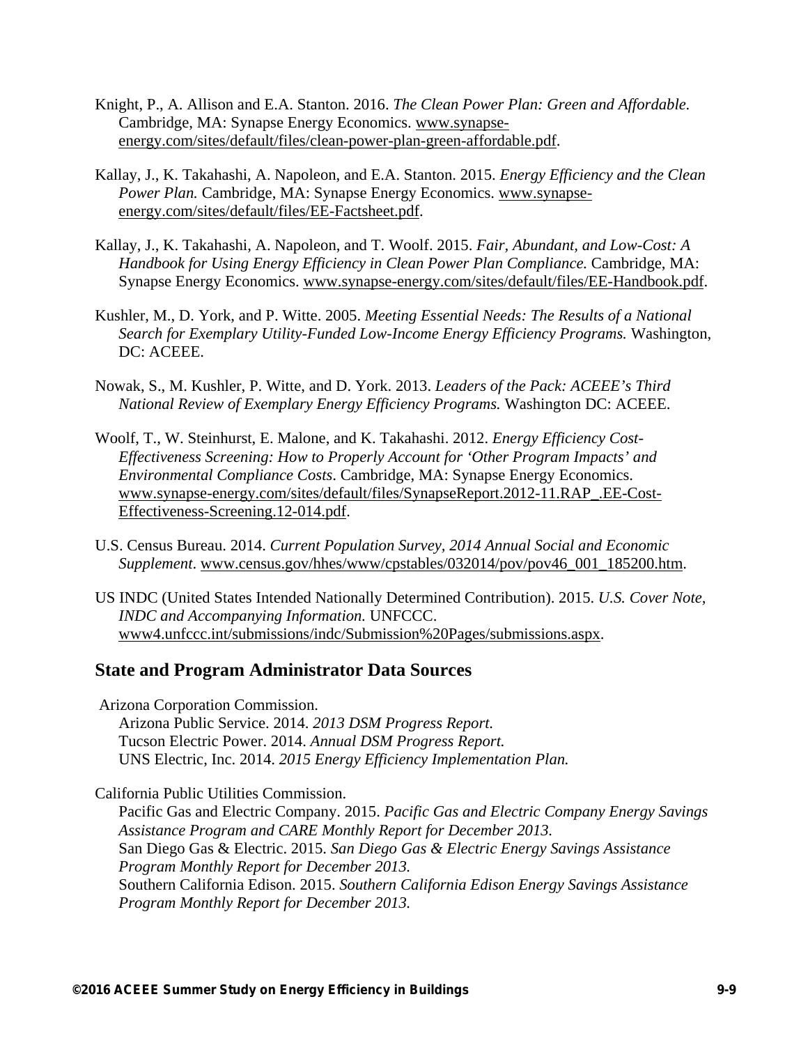Knight, P., A. Allison and E.A. Stanton. 2016. *The Clean Power Plan: Green and Affordable.* Cambridge, MA: Synapse Energy Economics. www.synapse-energy.com/sites/default/files/clean-power-plan-green-affordable.pdf.

Kallay, J., K. Takahashi, A. Napoleon, and E.A. Stanton. 2015. *Energy Efficiency and the Clean Power Plan.* Cambridge, MA: Synapse Energy Economics. www.synapse-energy.com/sites/default/files/EE-Factsheet.pdf.

Kallay, J., K. Takahashi, A. Napoleon, and T. Woolf. 2015. *Fair, Abundant, and Low-Cost: A Handbook for Using Energy Efficiency in Clean Power Plan Compliance.* Cambridge, MA: Synapse Energy Economics. www.synapse-energy.com/sites/default/files/EE-Handbook.pdf.

Kushler, M., D. York, and P. Witte. 2005. *Meeting Essential Needs: The Results of a National Search for Exemplary Utility-Funded Low-Income Energy Efficiency Programs.* Washington, DC: ACEEE.

Nowak, S., M. Kushler, P. Witte, and D. York. 2013. *Leaders of the Pack: ACEEE's Third National Review of Exemplary Energy Efficiency Programs.* Washington DC: ACEEE.

Woolf, T., W. Steinhurst, E. Malone, and K. Takahashi. 2012. *Energy Efficiency Cost-Effectiveness Screening: How to Properly Account for 'Other Program Impacts' and Environmental Compliance Costs*. Cambridge, MA: Synapse Energy Economics. www.synapse-energy.com/sites/default/files/SynapseReport.2012-11.RAP_.EE-Cost-Effectiveness-Screening.12-014.pdf.

U.S. Census Bureau. 2014. *Current Population Survey, 2014 Annual Social and Economic Supplement*. www.census.gov/hhes/www/cpstables/032014/pov/pov46_001_185200.htm.

US INDC (United States Intended Nationally Determined Contribution). 2015. *U.S. Cover Note, INDC and Accompanying Information.* UNFCCC. www4.unfccc.int/submissions/indc/Submission%20Pages/submissions.aspx.

## State and Program Administrator Data Sources

Arizona Corporation Commission.
Arizona Public Service. 2014. *2013 DSM Progress Report.*
Tucson Electric Power. 2014. *Annual DSM Progress Report.*
UNS Electric, Inc. 2014. *2015 Energy Efficiency Implementation Plan.*

California Public Utilities Commission.
Pacific Gas and Electric Company. 2015. *Pacific Gas and Electric Company Energy Savings Assistance Program and CARE Monthly Report for December 2013.*
San Diego Gas & Electric. 2015. *San Diego Gas & Electric Energy Savings Assistance Program Monthly Report for December 2013.*
Southern California Edison. 2015. *Southern California Edison Energy Savings Assistance Program Monthly Report for December 2013.*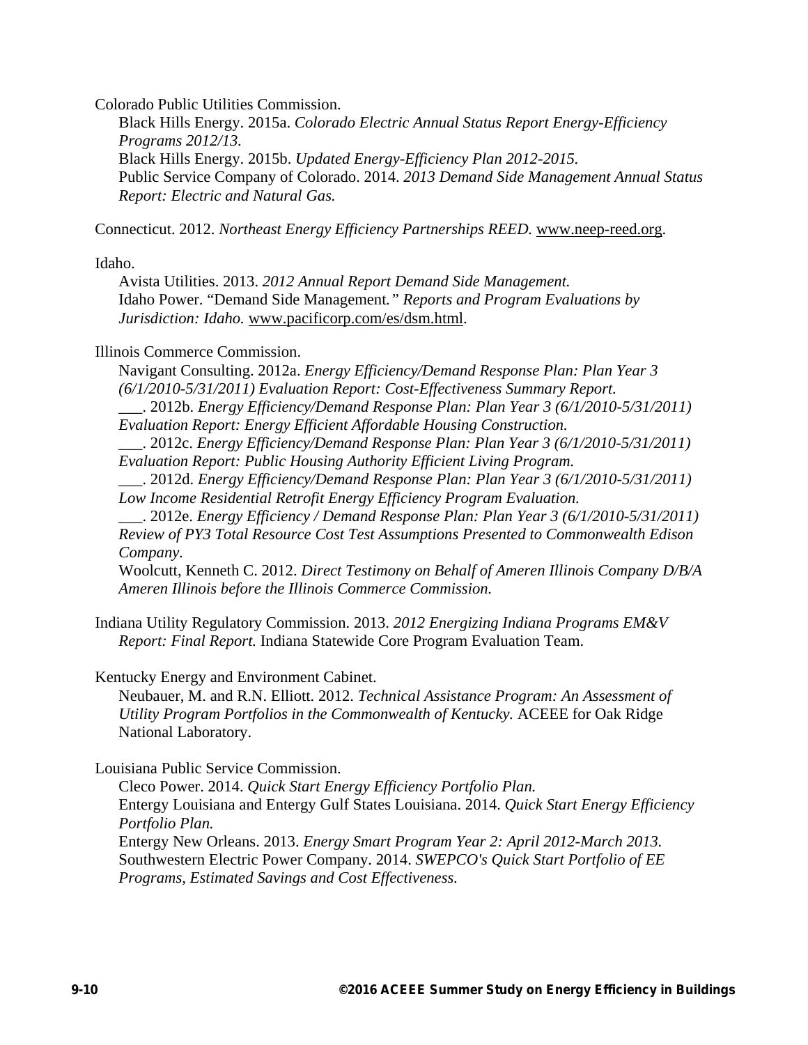Colorado Public Utilities Commission.

Black Hills Energy. 2015a. *Colorado Electric Annual Status Report Energy-Efficiency Programs 2012/13.*
Black Hills Energy. 2015b. *Updated Energy-Efficiency Plan 2012-2015.*
Public Service Company of Colorado. 2014. *2013 Demand Side Management Annual Status Report: Electric and Natural Gas.*

Connecticut. 2012. *Northeast Energy Efficiency Partnerships REED.* www.neep-reed.org.

Idaho.

Avista Utilities. 2013. *2012 Annual Report Demand Side Management.*
Idaho Power. "Demand Side Management*." Reports and Program Evaluations by Jurisdiction: Idaho.* www.pacificorp.com/es/dsm.html.

Illinois Commerce Commission.

Navigant Consulting. 2012a. *Energy Efficiency/Demand Response Plan: Plan Year 3 (6/1/2010-5/31/2011) Evaluation Report: Cost-Effectiveness Summary Report.*
___. 2012b. *Energy Efficiency/Demand Response Plan: Plan Year 3 (6/1/2010-5/31/2011) Evaluation Report: Energy Efficient Affordable Housing Construction.*
___. 2012c. *Energy Efficiency/Demand Response Plan: Plan Year 3 (6/1/2010-5/31/2011) Evaluation Report: Public Housing Authority Efficient Living Program.*
___. 2012d. *Energy Efficiency/Demand Response Plan: Plan Year 3 (6/1/2010-5/31/2011) Low Income Residential Retrofit Energy Efficiency Program Evaluation.*
___. 2012e. *Energy Efficiency / Demand Response Plan: Plan Year 3 (6/1/2010-5/31/2011) Review of PY3 Total Resource Cost Test Assumptions Presented to Commonwealth Edison Company*.
Woolcutt, Kenneth C. 2012. *Direct Testimony on Behalf of Ameren Illinois Company D/B/A Ameren Illinois before the Illinois Commerce Commission.*

Indiana Utility Regulatory Commission. 2013. *2012 Energizing Indiana Programs EM&V Report: Final Report.* Indiana Statewide Core Program Evaluation Team.

Kentucky Energy and Environment Cabinet.

Neubauer, M. and R.N. Elliott. 2012. *Technical Assistance Program: An Assessment of Utility Program Portfolios in the Commonwealth of Kentucky.* ACEEE for Oak Ridge National Laboratory.

Louisiana Public Service Commission.

Cleco Power. 2014. *Quick Start Energy Efficiency Portfolio Plan.*
Entergy Louisiana and Entergy Gulf States Louisiana. 2014. *Quick Start Energy Efficiency Portfolio Plan.*
Entergy New Orleans. 2013. *Energy Smart Program Year 2: April 2012-March 2013.*
Southwestern Electric Power Company. 2014. *SWEPCO's Quick Start Portfolio of EE Programs, Estimated Savings and Cost Effectiveness.*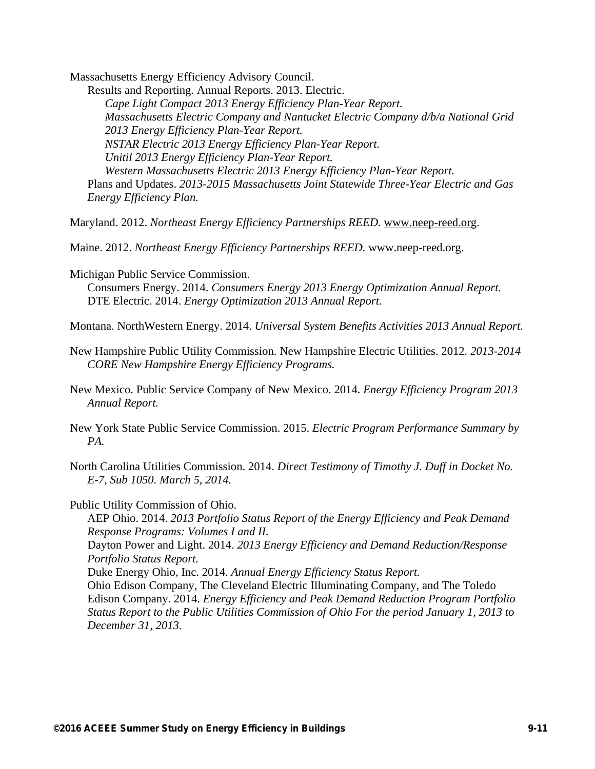Massachusetts Energy Efficiency Advisory Council.

Results and Reporting. Annual Reports. 2013. Electric.

*Cape Light Compact 2013 Energy Efficiency Plan-Year Report.*

*Massachusetts Electric Company and Nantucket Electric Company d/b/a National Grid 2013 Energy Efficiency Plan-Year Report.*

*NSTAR Electric 2013 Energy Efficiency Plan-Year Report.*

*Unitil 2013 Energy Efficiency Plan-Year Report.*

*Western Massachusetts Electric 2013 Energy Efficiency Plan-Year Report.*

Plans and Updates. *2013-2015 Massachusetts Joint Statewide Three-Year Electric and Gas Energy Efficiency Plan.*

Maryland. 2012. *Northeast Energy Efficiency Partnerships REED.* www.neep-reed.org.

Maine. 2012. *Northeast Energy Efficiency Partnerships REED.* www.neep-reed.org.

Michigan Public Service Commission.

Consumers Energy. 2014. *Consumers Energy 2013 Energy Optimization Annual Report.*

DTE Electric. 2014. *Energy Optimization 2013 Annual Report.*

Montana. NorthWestern Energy. 2014. *Universal System Benefits Activities 2013 Annual Report.*

New Hampshire Public Utility Commission. New Hampshire Electric Utilities. 2012. *2013-2014 CORE New Hampshire Energy Efficiency Programs.*

New Mexico. Public Service Company of New Mexico. 2014. *Energy Efficiency Program 2013 Annual Report.*

New York State Public Service Commission. 2015. *Electric Program Performance Summary by PA.*

North Carolina Utilities Commission. 2014. *Direct Testimony of Timothy J. Duff in Docket No. E-7, Sub 1050. March 5, 2014.*

Public Utility Commission of Ohio.

AEP Ohio. 2014. *2013 Portfolio Status Report of the Energy Efficiency and Peak Demand Response Programs: Volumes I and II.*

Dayton Power and Light. 2014. *2013 Energy Efficiency and Demand Reduction/Response Portfolio Status Report.*

Duke Energy Ohio, Inc. 2014. *Annual Energy Efficiency Status Report.*

Ohio Edison Company, The Cleveland Electric Illuminating Company, and The Toledo Edison Company. 2014. *Energy Efficiency and Peak Demand Reduction Program Portfolio Status Report to the Public Utilities Commission of Ohio For the period January 1, 2013 to December 31, 2013.*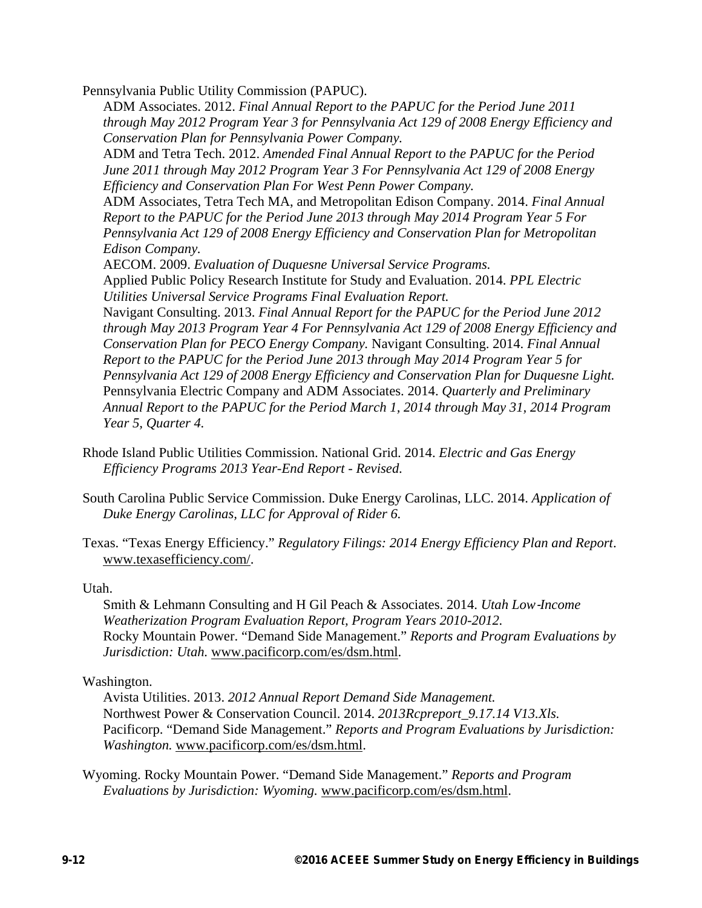Pennsylvania Public Utility Commission (PAPUC).

ADM Associates. 2012. *Final Annual Report to the PAPUC for the Period June 2011 through May 2012 Program Year 3 for Pennsylvania Act 129 of 2008 Energy Efficiency and Conservation Plan for Pennsylvania Power Company.*

ADM and Tetra Tech. 2012. *Amended Final Annual Report to the PAPUC for the Period June 2011 through May 2012 Program Year 3 For Pennsylvania Act 129 of 2008 Energy Efficiency and Conservation Plan For West Penn Power Company.*

ADM Associates, Tetra Tech MA, and Metropolitan Edison Company. 2014. *Final Annual Report to the PAPUC for the Period June 2013 through May 2014 Program Year 5 For Pennsylvania Act 129 of 2008 Energy Efficiency and Conservation Plan for Metropolitan Edison Company.*

AECOM. 2009. *Evaluation of Duquesne Universal Service Programs.*

Applied Public Policy Research Institute for Study and Evaluation. 2014. *PPL Electric Utilities Universal Service Programs Final Evaluation Report.*

Navigant Consulting. 2013. *Final Annual Report for the PAPUC for the Period June 2012 through May 2013 Program Year 4 For Pennsylvania Act 129 of 2008 Energy Efficiency and Conservation Plan for PECO Energy Company.* Navigant Consulting. 2014. *Final Annual Report to the PAPUC for the Period June 2013 through May 2014 Program Year 5 for Pennsylvania Act 129 of 2008 Energy Efficiency and Conservation Plan for Duquesne Light.*

Pennsylvania Electric Company and ADM Associates. 2014. *Quarterly and Preliminary Annual Report to the PAPUC for the Period March 1, 2014 through May 31, 2014 Program Year 5, Quarter 4.*

Rhode Island Public Utilities Commission. National Grid. 2014. *Electric and Gas Energy Efficiency Programs 2013 Year-End Report - Revised.*

South Carolina Public Service Commission. Duke Energy Carolinas, LLC. 2014. *Application of Duke Energy Carolinas, LLC for Approval of Rider 6.*

Texas. "Texas Energy Efficiency." *Regulatory Filings: 2014 Energy Efficiency Plan and Report*. www.texasefficiency.com/.

Utah.

Smith & Lehmann Consulting and H Gil Peach & Associates. 2014. *Utah Low-Income Weatherization Program Evaluation Report, Program Years 2010-2012.*

Rocky Mountain Power. "Demand Side Management." *Reports and Program Evaluations by Jurisdiction: Utah.* www.pacificorp.com/es/dsm.html.

Washington.

Avista Utilities. 2013. *2012 Annual Report Demand Side Management.*

Northwest Power & Conservation Council. 2014. *2013Rcpreport_9.17.14 V13.Xls.*

Pacificorp. "Demand Side Management." *Reports and Program Evaluations by Jurisdiction: Washington.* www.pacificorp.com/es/dsm.html.

Wyoming. Rocky Mountain Power. "Demand Side Management." *Reports and Program Evaluations by Jurisdiction: Wyoming.* www.pacificorp.com/es/dsm.html.